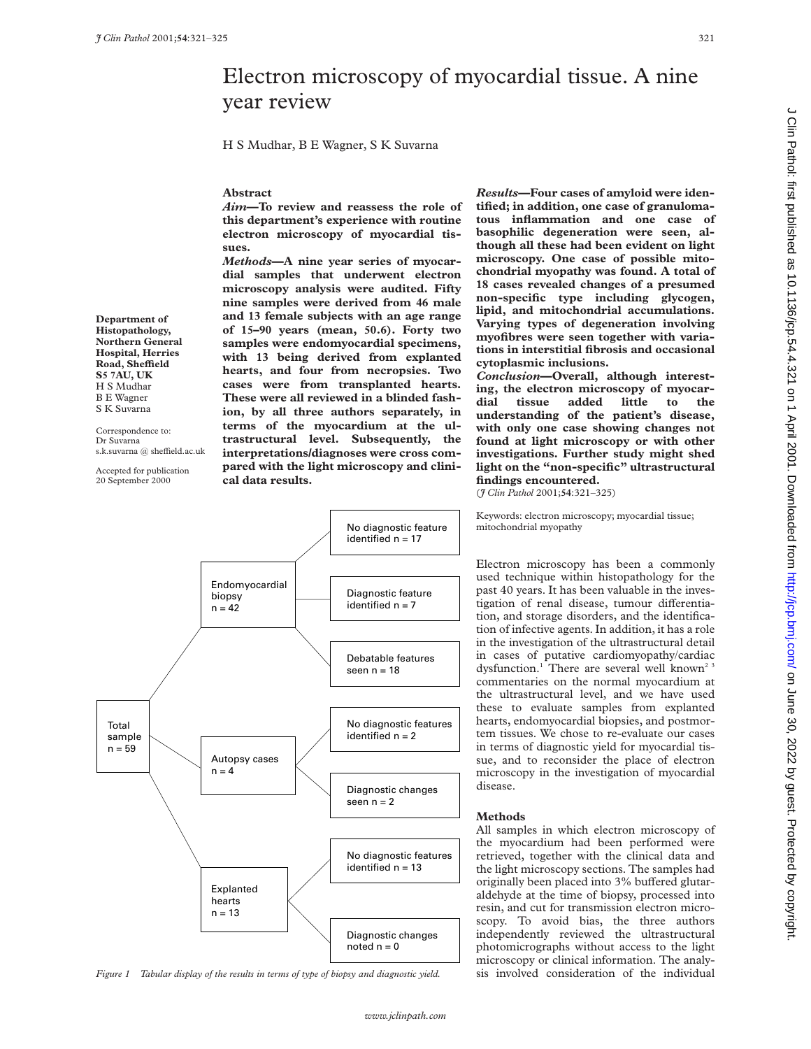# Electron microscopy of myocardial tissue. A nine year review

H S Mudhar, B E Wagner, S K Suvarna

Department of Histopathology, Northern General Hospital, Herries Road, Sheffield S5 7AU, UK
H S Mudhar
B E Wagner
S K Suvarna

Correspondence to:
Dr Suvarna
s.k.suvarna @ sheffield.ac.uk

Accepted for publication 20 September 2000

## Abstract

***Aim*—To review and reassess the role of this department's experience with routine electron microscopy of myocardial tissues.**

***Methods*—A nine year series of myocardial samples that underwent electron microscopy analysis were audited. Fifty nine samples were derived from 46 male and 13 female subjects with an age range of 15–90 years (mean, 50.6). Forty two samples were endomyocardial specimens, with 13 being derived from explanted hearts, and four from necropsies. Two cases were from transplanted hearts. These were all reviewed in a blinded fashion, by all three authors separately, in terms of the myocardium at the ultrastructural level. Subsequently, the interpretations/diagnoses were cross compared with the light microscopy and clinical data results.**

***Results*—Four cases of amyloid were identified; in addition, one case of granulomatous inflammation and one case of basophilic degeneration were seen, although all these had been evident on light microscopy. One case of possible mitochondrial myopathy was found. A total of 18 cases revealed changes of a presumed non-specific type including glycogen, lipid, and mitochondrial accumulations. Varying types of degeneration involving myofibres were seen together with variations in interstitial fibrosis and occasional cytoplasmic inclusions.**

***Conclusion*—Overall, although interesting, the electron microscopy of myocardial tissue added little to the understanding of the patient's disease, with only one case showing changes not found at light microscopy or with other investigations. Further study might shed light on the "non-specific" ultrastructural findings encountered.**

(*J Clin Pathol* 2001;**54**:321–325)

Keywords: electron microscopy; myocardial tissue; mitochondrial myopathy

- Total sample n = 59
  - Endomyocardial biopsy n = 42
    - No diagnostic feature identified n = 17
    - Diagnostic feature identified n = 7
    - Debatable features seen n = 18
  - Autopsy cases n = 4
    - No diagnostic features identified n = 2
    - Diagnostic changes seen n = 2
  - Explanted hearts n = 13
    - No diagnostic features identified n = 13
    - Diagnostic changes noted n = 0

*Figure 1 Tabular display of the results in terms of type of biopsy and diagnostic yield.*

Electron microscopy has been a commonly used technique within histopathology for the past 40 years. It has been valuable in the investigation of renal disease, tumour differentiation, and storage disorders, and the identification of infective agents. In addition, it has a role in the investigation of the ultrastructural detail in cases of putative cardiomyopathy/cardiac dysfunction.[1] There are several well known[2 3] commentaries on the normal myocardium at the ultrastructural level, and we have used these to evaluate samples from explanted hearts, endomyocardial biopsies, and postmortem tissues. We chose to re-evaluate our cases in terms of diagnostic yield for myocardial tissue, and to reconsider the place of electron microscopy in the investigation of myocardial disease.

## Methods

All samples in which electron microscopy of the myocardium had been performed were retrieved, together with the clinical data and the light microscopy sections. The samples had originally been placed into 3% buffered glutaraldehyde at the time of biopsy, processed into resin, and cut for transmission electron microscopy. To avoid bias, the three authors independently reviewed the ultrastructural photomicrographs without access to the light microscopy or clinical information. The analysis involved consideration of the individual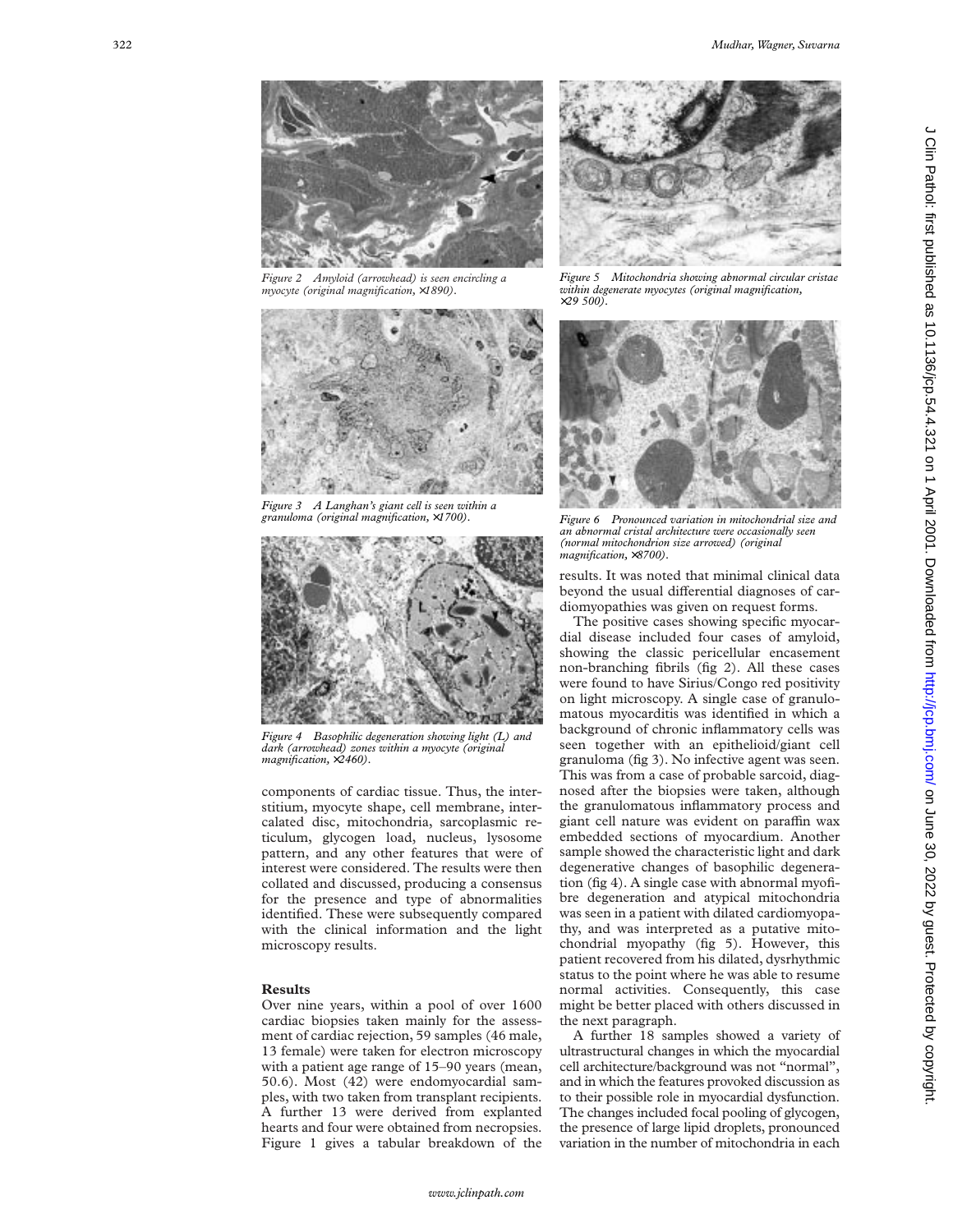Figure 2 Amyloid (arrowhead) is seen encircling a myocyte (original magnification, ×1890).

Figure 3 A Langhan's giant cell is seen within a granuloma (original magnification, ×1700).

Figure 4 Basophilic degeneration showing light (L) and dark (arrowhead) zones within a myocyte (original magnification, ×2460).

components of cardiac tissue. Thus, the interstitium, myocyte shape, cell membrane, intercalated disc, mitochondria, sarcoplasmic reticulum, glycogen load, nucleus, lysosome pattern, and any other features that were of interest were considered. The results were then collated and discussed, producing a consensus for the presence and type of abnormalities identified. These were subsequently compared with the clinical information and the light microscopy results.

## Results

Over nine years, within a pool of over 1600 cardiac biopsies taken mainly for the assessment of cardiac rejection, 59 samples (46 male, 13 female) were taken for electron microscopy with a patient age range of 15–90 years (mean, 50.6). Most (42) were endomyocardial samples, with two taken from transplant recipients. A further 13 were derived from explanted hearts and four were obtained from necropsies. Figure 1 gives a tabular breakdown of the

Figure 5 Mitochondria showing abnormal circular cristae within degenerate myocytes (original magnification, ×29 500).

Figure 6 Pronounced variation in mitochondrial size and an abnormal cristal architecture were occasionally seen (normal mitochondrion size arrowed) (original magnification, ×8700).

results. It was noted that minimal clinical data beyond the usual differential diagnoses of cardiomyopathies was given on request forms.

The positive cases showing specific myocardial disease included four cases of amyloid, showing the classic pericellular encasement non-branching fibrils (fig 2). All these cases were found to have Sirius/Congo red positivity on light microscopy. A single case of granulomatous myocarditis was identified in which a background of chronic inflammatory cells was seen together with an epithelioid/giant cell granuloma (fig 3). No infective agent was seen. This was from a case of probable sarcoid, diagnosed after the biopsies were taken, although the granulomatous inflammatory process and giant cell nature was evident on paraffin wax embedded sections of myocardium. Another sample showed the characteristic light and dark degenerative changes of basophilic degeneration (fig 4). A single case with abnormal myofibre degeneration and atypical mitochondria was seen in a patient with dilated cardiomyopathy, and was interpreted as a putative mitochondrial myopathy (fig 5). However, this patient recovered from his dilated, dysrhythmic status to the point where he was able to resume normal activities. Consequently, this case might be better placed with others discussed in the next paragraph.

A further 18 samples showed a variety of ultrastructural changes in which the myocardial cell architecture/background was not "normal", and in which the features provoked discussion as to their possible role in myocardial dysfunction. The changes included focal pooling of glycogen, the presence of large lipid droplets, pronounced variation in the number of mitochondria in each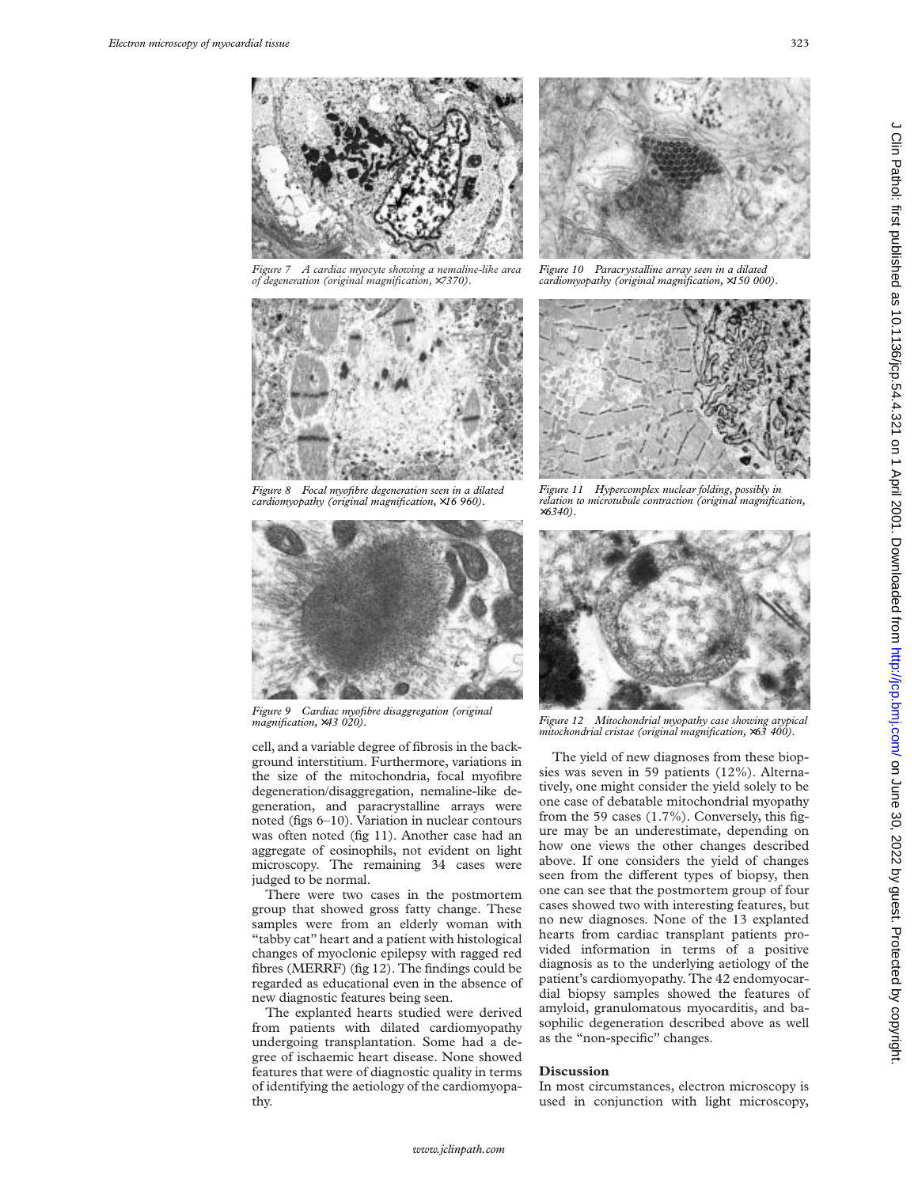Figure 7 A cardiac myocyte showing a nemaline-like area of degeneration (original magnification, ×7370).

Figure 8 Focal myofibre degeneration seen in a dilated cardiomyopathy (original magnification, ×16 960).

Figure 9 Cardiac myofibre disaggregation (original magnification, ×43 020).

Figure 10 Paracrystalline array seen in a dilated cardiomyopathy (original magnification, ×150 000).

Figure 11 Hypercomplex nuclear folding, possibly in relation to microtubule contraction (original magnification, ×6340).

Figure 12 Mitochondrial myopathy case showing atypical mitochondrial cristae (original magnification, ×63 400).

cell, and a variable degree of fibrosis in the background interstitium. Furthermore, variations in the size of the mitochondria, focal myofibre degeneration/disaggregation, nemaline-like degeneration, and paracrystalline arrays were noted (figs 6–10). Variation in nuclear contours was often noted (fig 11). Another case had an aggregate of eosinophils, not evident on light microscopy. The remaining 34 cases were judged to be normal.

There were two cases in the postmortem group that showed gross fatty change. These samples were from an elderly woman with "tabby cat" heart and a patient with histological changes of myoclonic epilepsy with ragged red fibres (MERRF) (fig 12). The findings could be regarded as educational even in the absence of new diagnostic features being seen.

The explanted hearts studied were derived from patients with dilated cardiomyopathy undergoing transplantation. Some had a degree of ischaemic heart disease. None showed features that were of diagnostic quality in terms of identifying the aetiology of the cardiomyopathy.

The yield of new diagnoses from these biopsies was seven in 59 patients (12%). Alternatively, one might consider the yield solely to be one case of debatable mitochondrial myopathy from the 59 cases (1.7%). Conversely, this figure may be an underestimate, depending on how one views the other changes described above. If one considers the yield of changes seen from the different types of biopsy, then one can see that the postmortem group of four cases showed two with interesting features, but no new diagnoses. None of the 13 explanted hearts from cardiac transplant patients provided information in terms of a positive diagnosis as to the underlying aetiology of the patient's cardiomyopathy. The 42 endomyocardial biopsy samples showed the features of amyloid, granulomatous myocarditis, and basophilic degeneration described above as well as the "non-specific" changes.

## Discussion

In most circumstances, electron microscopy is used in conjunction with light microscopy,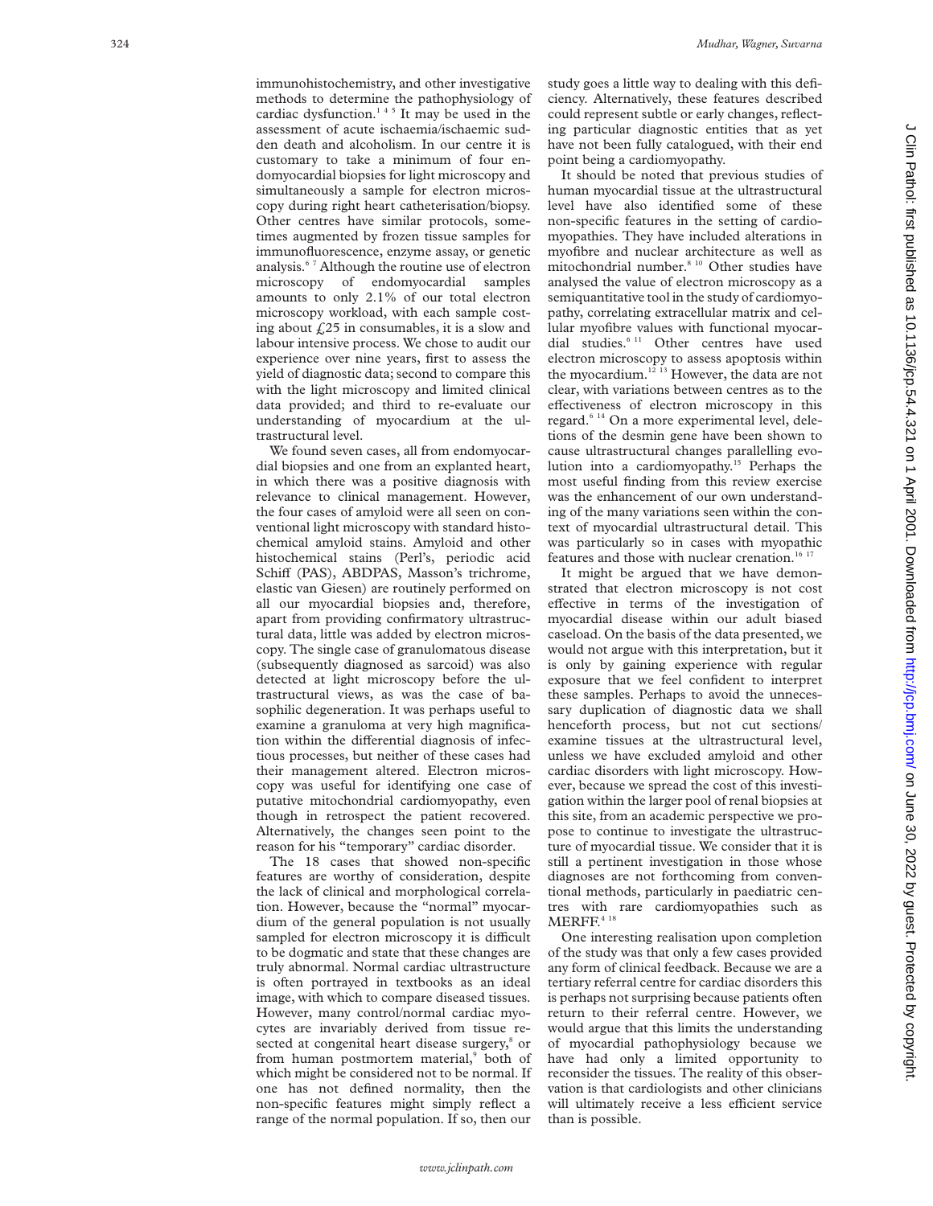immunohistochemistry, and other investigative methods to determine the pathophysiology of cardiac dysfunction.[1 4 5] It may be used in the assessment of acute ischaemia/ischaemic sudden death and alcoholism. In our centre it is customary to take a minimum of four endomyocardial biopsies for light microscopy and simultaneously a sample for electron microscopy during right heart catheterisation/biopsy. Other centres have similar protocols, sometimes augmented by frozen tissue samples for immunofluorescence, enzyme assay, or genetic analysis.[6 7] Although the routine use of electron microscopy of endomyocardial samples amounts to only 2.1% of our total electron microscopy workload, with each sample costing about £25 in consumables, it is a slow and labour intensive process. We chose to audit our experience over nine years, first to assess the yield of diagnostic data; second to compare this with the light microscopy and limited clinical data provided; and third to re-evaluate our understanding of myocardium at the ultrastructural level.

We found seven cases, all from endomyocardial biopsies and one from an explanted heart, in which there was a positive diagnosis with relevance to clinical management. However, the four cases of amyloid were all seen on conventional light microscopy with standard histochemical amyloid stains. Amyloid and other histochemical stains (Perl's, periodic acid Schiff (PAS), ABDPAS, Masson's trichrome, elastic van Giesen) are routinely performed on all our myocardial biopsies and, therefore, apart from providing confirmatory ultrastructural data, little was added by electron microscopy. The single case of granulomatous disease (subsequently diagnosed as sarcoid) was also detected at light microscopy before the ultrastructural views, as was the case of basophilic degeneration. It was perhaps useful to examine a granuloma at very high magnification within the differential diagnosis of infectious processes, but neither of these cases had their management altered. Electron microscopy was useful for identifying one case of putative mitochondrial cardiomyopathy, even though in retrospect the patient recovered. Alternatively, the changes seen point to the reason for his "temporary" cardiac disorder.

The 18 cases that showed non-specific features are worthy of consideration, despite the lack of clinical and morphological correlation. However, because the "normal" myocardium of the general population is not usually sampled for electron microscopy it is difficult to be dogmatic and state that these changes are truly abnormal. Normal cardiac ultrastructure is often portrayed in textbooks as an ideal image, with which to compare diseased tissues. However, many control/normal cardiac myocytes are invariably derived from tissue resected at congenital heart disease surgery,[8] or from human postmortem material,[9] both of which might be considered not to be normal. If one has not defined normality, then the non-specific features might simply reflect a range of the normal population. If so, then our study goes a little way to dealing with this deficiency. Alternatively, these features described could represent subtle or early changes, reflecting particular diagnostic entities that as yet have not been fully catalogued, with their end point being a cardiomyopathy.

It should be noted that previous studies of human myocardial tissue at the ultrastructural level have also identified some of these non-specific features in the setting of cardiomyopathies. They have included alterations in myofibre and nuclear architecture as well as mitochondrial number.[8 10] Other studies have analysed the value of electron microscopy as a semiquantitative tool in the study of cardiomyopathy, correlating extracellular matrix and cellular myofibre values with functional myocardial studies.[6 11] Other centres have used electron microscopy to assess apoptosis within the myocardium.[12 13] However, the data are not clear, with variations between centres as to the effectiveness of electron microscopy in this regard.[6 14] On a more experimental level, deletions of the desmin gene have been shown to cause ultrastructural changes parallelling evolution into a cardiomyopathy.[15] Perhaps the most useful finding from this review exercise was the enhancement of our own understanding of the many variations seen within the context of myocardial ultrastructural detail. This was particularly so in cases with myopathic features and those with nuclear crenation.[16 17]

It might be argued that we have demonstrated that electron microscopy is not cost effective in terms of the investigation of myocardial disease within our adult biased caseload. On the basis of the data presented, we would not argue with this interpretation, but it is only by gaining experience with regular exposure that we feel confident to interpret these samples. Perhaps to avoid the unnecessary duplication of diagnostic data we shall henceforth process, but not cut sections/examine tissues at the ultrastructural level, unless we have excluded amyloid and other cardiac disorders with light microscopy. However, because we spread the cost of this investigation within the larger pool of renal biopsies at this site, from an academic perspective we propose to continue to investigate the ultrastructure of myocardial tissue. We consider that it is still a pertinent investigation in those whose diagnoses are not forthcoming from conventional methods, particularly in paediatric centres with rare cardiomyopathies such as MERFF.[4 18]

One interesting realisation upon completion of the study was that only a few cases provided any form of clinical feedback. Because we are a tertiary referral centre for cardiac disorders this is perhaps not surprising because patients often return to their referral centre. However, we would argue that this limits the understanding of myocardial pathophysiology because we have had only a limited opportunity to reconsider the tissues. The reality of this observation is that cardiologists and other clinicians will ultimately receive a less efficient service than is possible.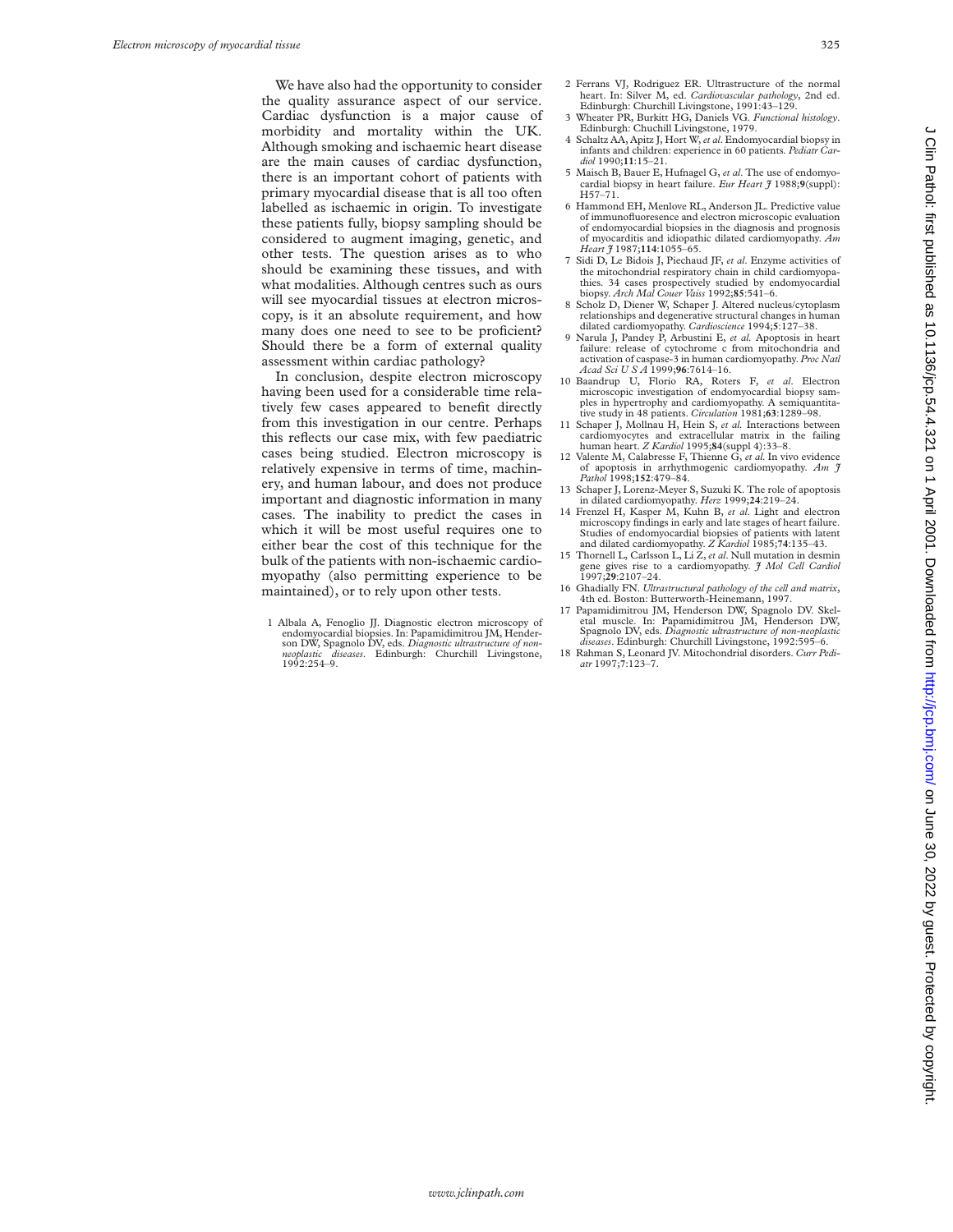We have also had the opportunity to consider the quality assurance aspect of our service. Cardiac dysfunction is a major cause of morbidity and mortality within the UK. Although smoking and ischaemic heart disease are the main causes of cardiac dysfunction, there is an important cohort of patients with primary myocardial disease that is all too often labelled as ischaemic in origin. To investigate these patients fully, biopsy sampling should be considered to augment imaging, genetic, and other tests. The question arises as to who should be examining these tissues, and with what modalities. Although centres such as ours will see myocardial tissues at electron microscopy, is it an absolute requirement, and how many does one need to see to be proficient? Should there be a form of external quality assessment within cardiac pathology?

In conclusion, despite electron microscopy having been used for a considerable time relatively few cases appeared to benefit directly from this investigation in our centre. Perhaps this reflects our case mix, with few paediatric cases being studied. Electron microscopy is relatively expensive in terms of time, machinery, and human labour, and does not produce important and diagnostic information in many cases. The inability to predict the cases in which it will be most useful requires one to either bear the cost of this technique for the bulk of the patients with non-ischaemic cardiomyopathy (also permitting experience to be maintained), or to rely upon other tests.

1 Albala A, Fenoglio JJ. Diagnostic electron microscopy of endomyocardial biopsies. In: Papamidimitrou JM, Henderson DW, Spagnolo DV, eds. *Diagnostic ultrastructure of non-neoplastic diseases*. Edinburgh: Churchill Livingstone, 1992:254–9.

2 Ferrans VJ, Rodriguez ER. Ultrastructure of the normal heart. In: Silver M, ed. *Cardiovascular pathology*, 2nd ed. Edinburgh: Churchill Livingstone, 1991:43–129.

3 Wheater PR, Burkitt HG, Daniels VG. *Functional histology*. Edinburgh: Chuchill Livingstone, 1979.

4 Schaltz AA, Apitz J, Hort W, *et al*. Endomyocardial biopsy in infants and children: experience in 60 patients. *Pediatr Cardiol* 1990;**11**:15–21.

5 Maisch B, Bauer E, Hufnagel G, *et al*. The use of endomyocardial biopsy in heart failure. *Eur Heart J* 1988;**9**(suppl): H57–71.

6 Hammond EH, Menlove RL, Anderson JL. Predictive value of immunofluoresence and electron microscopic evaluation of endomyocardial biopsies in the diagnosis and prognosis of myocarditis and idiopathic dilated cardiomyopathy. *Am Heart J* 1987;**114**:1055–65.

7 Sidi D, Le Bidois J, Piechaud JF, *et al*. Enzyme activities of the mitochondrial respiratory chain in child cardiomyopathies. 34 cases prospectively studied by endomyocardial biopsy. *Arch Mal Couer Vaiss* 1992;**85**:541–6.

8 Scholz D, Diener W, Schaper J. Altered nucleus/cytoplasm relationships and degenerative structural changes in human dilated cardiomyopathy. *Cardioscience* 1994;**5**:127–38.

9 Narula J, Pandey P, Arbustini E, *et al.* Apoptosis in heart failure: release of cytochrome c from mitochondria and activation of caspase-3 in human cardiomyopathy. *Proc Natl Acad Sci U S A* 1999;**96**:7614–16.

10 Baandrup U, Florio RA, Roters F, *et al*. Electron microscopic investigation of endomyocardial biopsy samples in hypertrophy and cardiomyopathy. A semiquantitative study in 48 patients. *Circulation* 1981;**63**:1289–98.

11 Schaper J, Mollnau H, Hein S, *et al.* Interactions between cardiomyocytes and extracellular matrix in the failing human heart. *Z Kardiol* 1995;**84**(suppl 4):33–8.

12 Valente M, Calabresse F, Thienne G, *et al.* In vivo evidence of apoptosis in arrhythmogenic cardiomyopathy. *Am J Pathol* 1998;**152**:479–84.

13 Schaper J, Lorenz-Meyer S, Suzuki K. The role of apoptosis in dilated cardiomyopathy. *Herz* 1999;**24**:219–24.

14 Frenzel H, Kasper M, Kuhn B, *et al*. Light and electron microscopy findings in early and late stages of heart failure. Studies of endomyocardial biopsies of patients with latent and dilated cardiomyopathy. *Z Kardiol* 1985;**74**:135–43.

15 Thornell L, Carlsson L, Li Z, *et al*. Null mutation in desmin gene gives rise to a cardiomyopathy. *J Mol Cell Cardiol* 1997;**29**:2107–24.

16 Ghadially FN. *Ultrastructural pathology of the cell and matrix*, 4th ed. Boston: Butterworth-Heinemann, 1997.

17 Papamidimitrou JM, Henderson DW, Spagnolo DV. Skeletal muscle. In: Papamidimitrou JM, Henderson DW, Spagnolo DV, eds. *Diagnostic ultrastructure of non-neoplastic diseases*. Edinburgh: Churchill Livingstone, 1992:595–6.

18 Rahman S, Leonard JV. Mitochondrial disorders. *Curr Pediatr* 1997;**7**:123–7.